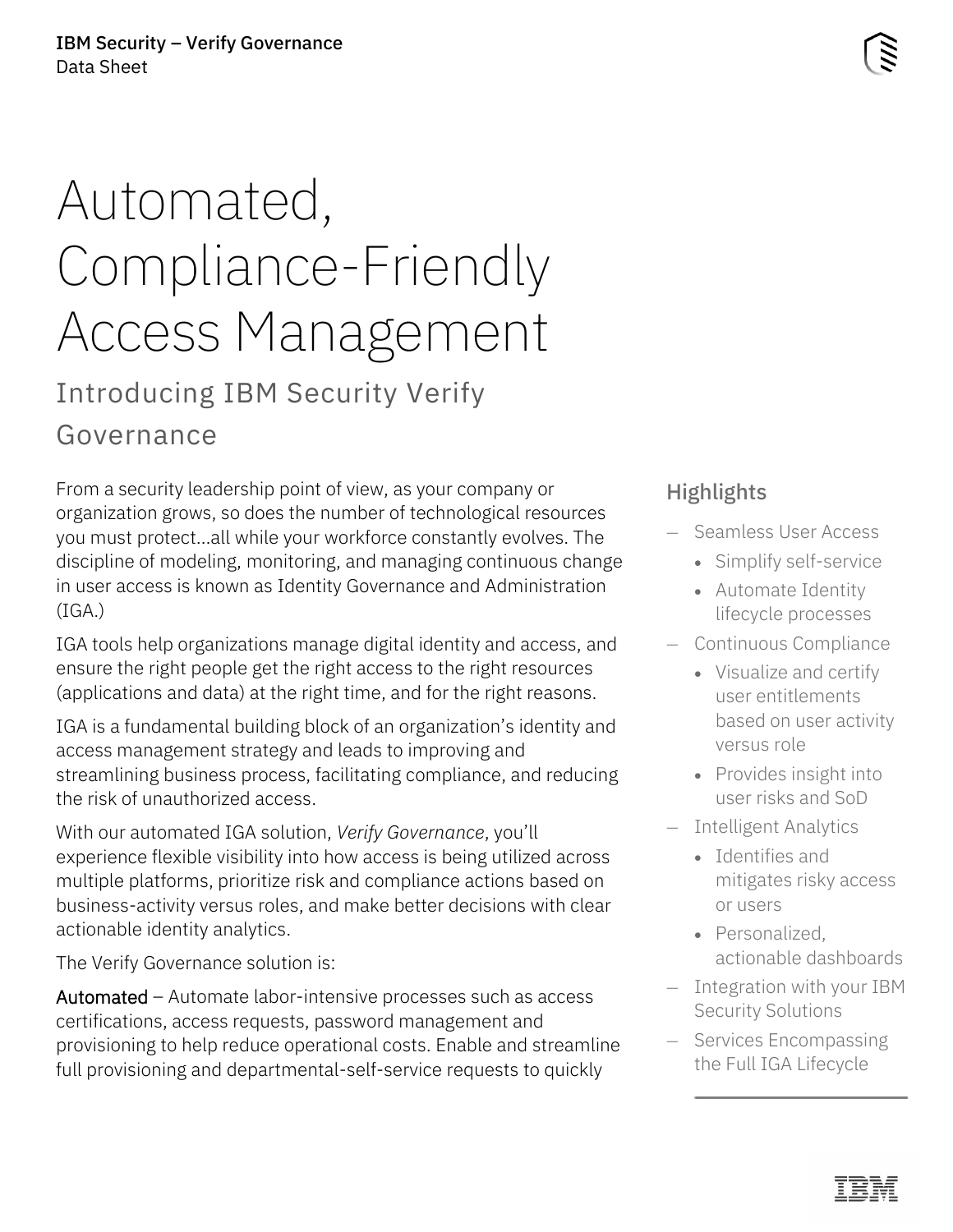# Automated, Compliance-Friendly Access Management

## Introducing IBM Security Verify Governance

From a security leadership point of view, as your company or organization grows, so does the number of technological resources you must protect...all while your workforce constantly evolves. The discipline of modeling, monitoring, and managing continuous change in user access is known as Identity Governance and Administration (IGA.)

IGA tools help organizations manage digital identity and access, and ensure the right people get the right access to the right resources (applications and data) at the right time, and for the right reasons.

IGA is a fundamental building block of an organization's identity and access management strategy and leads to improving and streamlining business process, facilitating compliance, and reducing the risk of unauthorized access.

With our automated IGA solution, *Verify Governance,* you'll experience flexible visibility into how access is being utilized across multiple platforms, prioritize risk and compliance actions based on business-activity versus roles, and make better decisions with clear actionable identity analytics.

The Verify Governance solution is:

Automated – Automate labor-intensive processes such as access certifications, access requests, password management and provisioning to help reduce operational costs. Enable and streamline full provisioning and departmental-self-service requests to quickly

### Highlights

- Seamless User Access
  - Simplify self-service
  - Automate Identity lifecycle processes
- Continuous Compliance
  - Visualize and certify user entitlements based on user activity versus role
  - Provides insight into user risks and SoD
- Intelligent Analytics
  - Identifies and mitigates risky access or users
  - Personalized, actionable dashboards
- Integration with your IBM Security Solutions
- Services Encompassing the Full IGA Lifecycle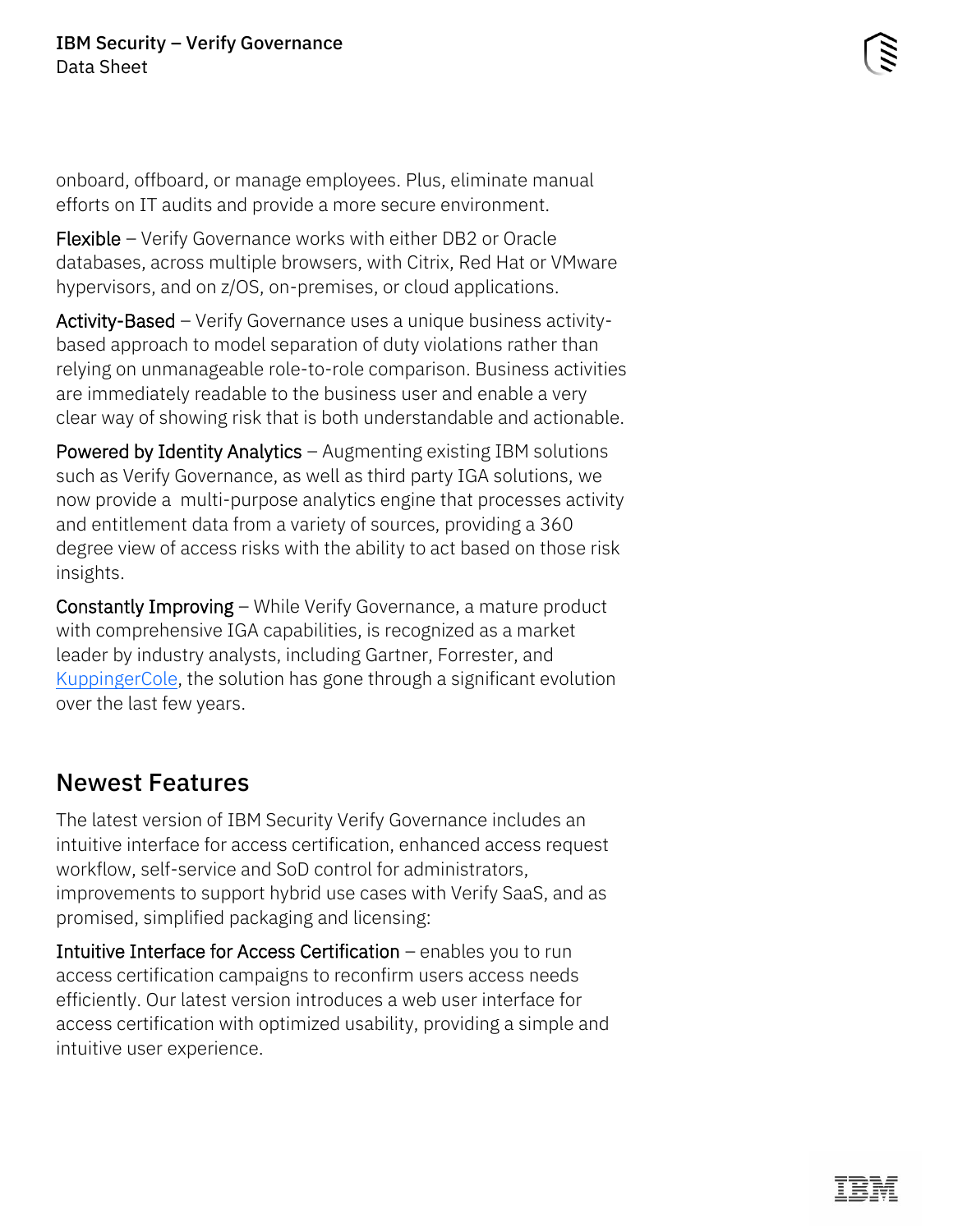onboard, offboard, or manage employees. Plus, eliminate manual efforts on IT audits and provide a more secure environment.

Flexible – Verify Governance works with either DB2 or Oracle databases, across multiple browsers, with Citrix, Red Hat or VMware hypervisors, and on z/OS, on-premises, or cloud applications.

Activity-Based – Verify Governance uses a unique business activity-based approach to model separation of duty violations rather than relying on unmanageable role-to-role comparison. Business activities are immediately readable to the business user and enable a very clear way of showing risk that is both understandable and actionable.

Powered by Identity Analytics – Augmenting existing IBM solutions such as Verify Governance, as well as third party IGA solutions, we now provide a multi-purpose analytics engine that processes activity and entitlement data from a variety of sources, providing a 360 degree view of access risks with the ability to act based on those risk insights.

Constantly Improving – While Verify Governance, a mature product with comprehensive IGA capabilities, is recognized as a market leader by industry analysts, including Gartner, Forrester, and KuppingerCole, the solution has gone through a significant evolution over the last few years.

## Newest Features

The latest version of IBM Security Verify Governance includes an intuitive interface for access certification, enhanced access request workflow, self-service and SoD control for administrators, improvements to support hybrid use cases with Verify SaaS, and as promised, simplified packaging and licensing:

Intuitive Interface for Access Certification – enables you to run access certification campaigns to reconfirm users access needs efficiently. Our latest version introduces a web user interface for access certification with optimized usability, providing a simple and intuitive user experience.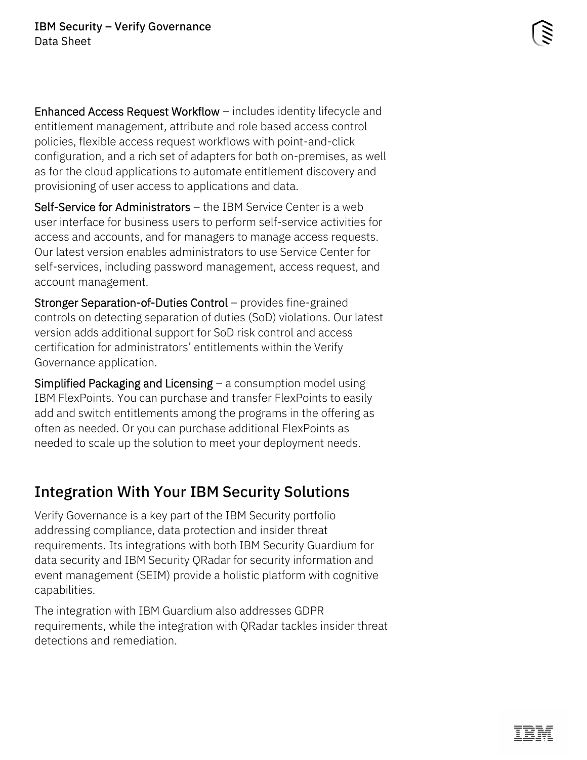**Enhanced Access Request Workflow** – includes identity lifecycle and entitlement management, attribute and role based access control policies, flexible access request workflows with point-and-click configuration, and a rich set of adapters for both on-premises, as well as for the cloud applications to automate entitlement discovery and provisioning of user access to applications and data.

**Self-Service for Administrators** – the IBM Service Center is a web user interface for business users to perform self-service activities for access and accounts, and for managers to manage access requests. Our latest version enables administrators to use Service Center for self-services, including password management, access request, and account management.

**Stronger Separation-of-Duties Control** – provides fine-grained controls on detecting separation of duties (SoD) violations. Our latest version adds additional support for SoD risk control and access certification for administrators' entitlements within the Verify Governance application.

**Simplified Packaging and Licensing** – a consumption model using IBM FlexPoints. You can purchase and transfer FlexPoints to easily add and switch entitlements among the programs in the offering as often as needed. Or you can purchase additional FlexPoints as needed to scale up the solution to meet your deployment needs.

## Integration With Your IBM Security Solutions

Verify Governance is a key part of the IBM Security portfolio addressing compliance, data protection and insider threat requirements. Its integrations with both IBM Security Guardium for data security and IBM Security QRadar for security information and event management (SEIM) provide a holistic platform with cognitive capabilities.

The integration with IBM Guardium also addresses GDPR requirements, while the integration with QRadar tackles insider threat detections and remediation.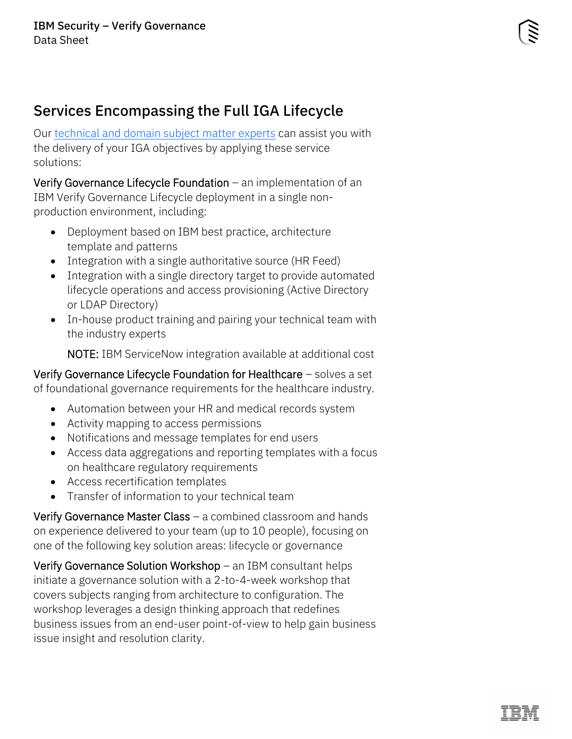## Services Encompassing the Full IGA Lifecycle

Our [technical and domain subject matter experts](#) can assist you with the delivery of your IGA objectives by applying these service solutions:

Verify Governance Lifecycle Foundation – an implementation of an IBM Verify Governance Lifecycle deployment in a single non-production environment, including:

- Deployment based on IBM best practice, architecture template and patterns
- Integration with a single authoritative source (HR Feed)
- Integration with a single directory target to provide automated lifecycle operations and access provisioning (Active Directory or LDAP Directory)
- In-house product training and pairing your technical team with the industry experts

  NOTE: IBM ServiceNow integration available at additional cost

Verify Governance Lifecycle Foundation for Healthcare – solves a set of foundational governance requirements for the healthcare industry.

- Automation between your HR and medical records system
- Activity mapping to access permissions
- Notifications and message templates for end users
- Access data aggregations and reporting templates with a focus on healthcare regulatory requirements
- Access recertification templates
- Transfer of information to your technical team

Verify Governance Master Class – a combined classroom and hands on experience delivered to your team (up to 10 people), focusing on one of the following key solution areas: lifecycle or governance

Verify Governance Solution Workshop – an IBM consultant helps initiate a governance solution with a 2-to-4-week workshop that covers subjects ranging from architecture to configuration. The workshop leverages a design thinking approach that redefines business issues from an end-user point-of-view to help gain business issue insight and resolution clarity.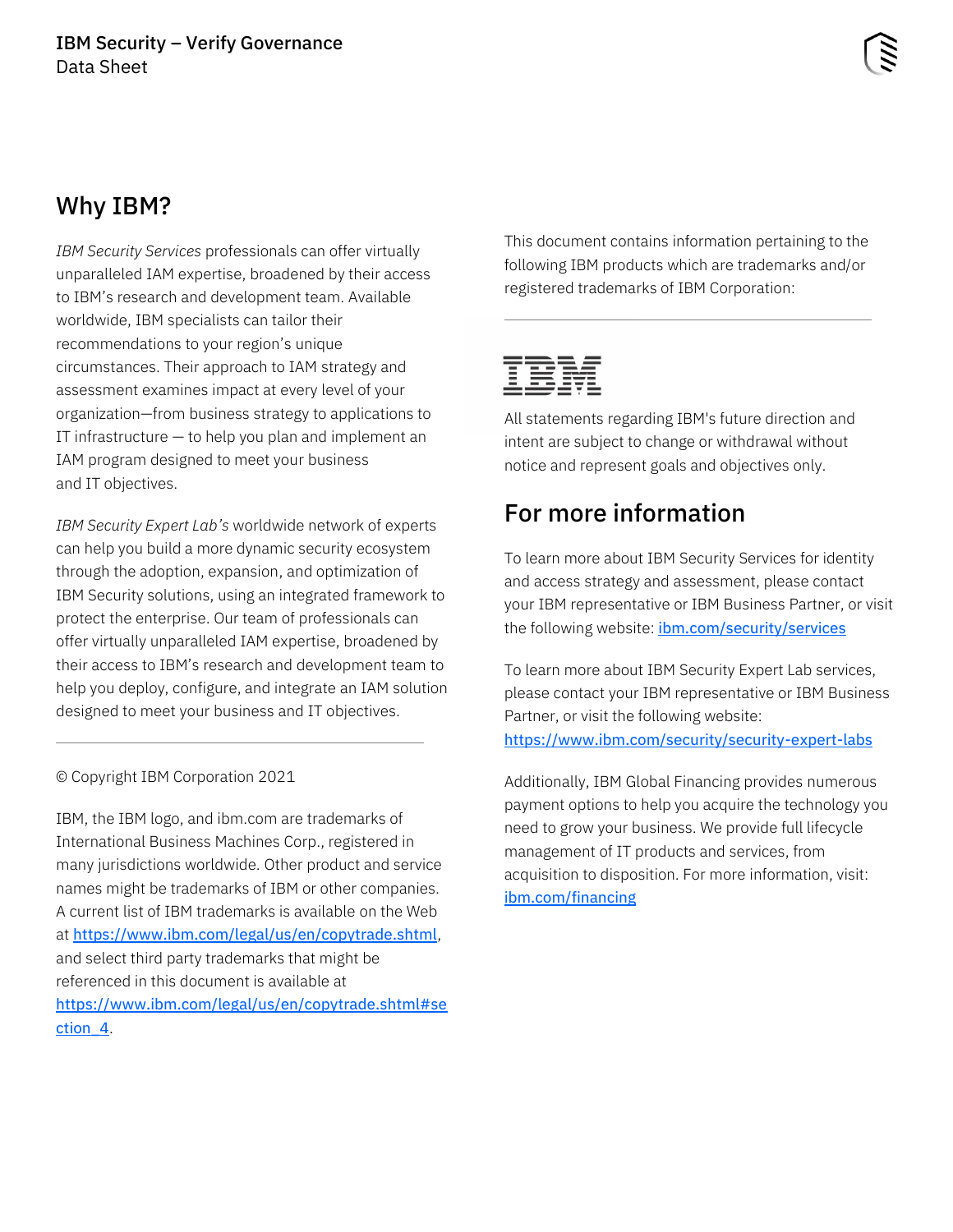## Why IBM?

*IBM Security Services* professionals can offer virtually unparalleled IAM expertise, broadened by their access to IBM's research and development team. Available worldwide, IBM specialists can tailor their recommendations to your region's unique circumstances. Their approach to IAM strategy and assessment examines impact at every level of your organization—from business strategy to applications to IT infrastructure — to help you plan and implement an IAM program designed to meet your business and IT objectives.

*IBM Security Expert Lab's* worldwide network of experts can help you build a more dynamic security ecosystem through the adoption, expansion, and optimization of IBM Security solutions, using an integrated framework to protect the enterprise. Our team of professionals can offer virtually unparalleled IAM expertise, broadened by their access to IBM's research and development team to help you deploy, configure, and integrate an IAM solution designed to meet your business and IT objectives.

---

© Copyright IBM Corporation 2021

IBM, the IBM logo, and ibm.com are trademarks of International Business Machines Corp., registered in many jurisdictions worldwide. Other product and service names might be trademarks of IBM or other companies. A current list of IBM trademarks is available on the Web at [https://www.ibm.com/legal/us/en/copytrade.shtml](https://www.ibm.com/legal/us/en/copytrade.shtml), and select third party trademarks that might be referenced in this document is available at [https://www.ibm.com/legal/us/en/copytrade.shtml#section_4](https://www.ibm.com/legal/us/en/copytrade.shtml#section_4).

This document contains information pertaining to the following IBM products which are trademarks and/or registered trademarks of IBM Corporation:

---

All statements regarding IBM's future direction and intent are subject to change or withdrawal without notice and represent goals and objectives only.

## For more information

To learn more about IBM Security Services for identity and access strategy and assessment, please contact your IBM representative or IBM Business Partner, or visit the following website: [ibm.com/security/services](https://ibm.com/security/services)

To learn more about IBM Security Expert Lab services, please contact your IBM representative or IBM Business Partner, or visit the following website: [https://www.ibm.com/security/security-expert-labs](https://www.ibm.com/security/security-expert-labs)

Additionally, IBM Global Financing provides numerous payment options to help you acquire the technology you need to grow your business. We provide full lifecycle management of IT products and services, from acquisition to disposition. For more information, visit: [ibm.com/financing](https://ibm.com/financing)